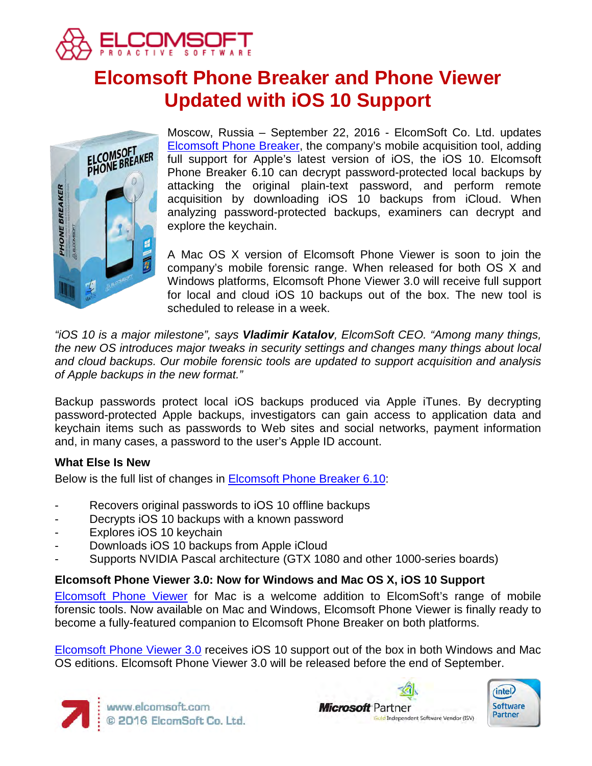# Elcomsoft Phone Breaker and Phone Viewer Updated with iOS 10 Support

Moscow, Russia – September 22, 2016 - ElcomSoft Co. Ltd. updates Elcomsoft Phone Breaker, the company's mobile acquisition tool, adding full support for Apple's latest version of iOS, the iOS 10. Elcomsoft Phone Breaker 6.10 can decrypt password-protected local backups by attacking the original plain-text password, and perform remote acquisition by downloading iOS 10 backups from iCloud. When analyzing password-protected backups, examiners can decrypt and explore the keychain.

A Mac OS X version of Elcomsoft Phone Viewer is soon to join the company's mobile forensic range. When released for both OS X and Windows platforms, Elcomsoft Phone Viewer 3.0 will receive full support for local and cloud iOS 10 backups out of the box. The new tool is scheduled to release in a week.

*"iOS 10 is a major milestone", says **Vladimir Katalov**, ElcomSoft CEO. "Among many things, the new OS introduces major tweaks in security settings and changes many things about local and cloud backups. Our mobile forensic tools are updated to support acquisition and analysis of Apple backups in the new format."*

Backup passwords protect local iOS backups produced via Apple iTunes. By decrypting password-protected Apple backups, investigators can gain access to application data and keychain items such as passwords to Web sites and social networks, payment information and, in many cases, a password to the user's Apple ID account.

**What Else Is New**

Below is the full list of changes in Elcomsoft Phone Breaker 6.10:

- Recovers original passwords to iOS 10 offline backups
- Decrypts iOS 10 backups with a known password
- Explores iOS 10 keychain
- Downloads iOS 10 backups from Apple iCloud
- Supports NVIDIA Pascal architecture (GTX 1080 and other 1000-series boards)

**Elcomsoft Phone Viewer 3.0: Now for Windows and Mac OS X, iOS 10 Support**

Elcomsoft Phone Viewer for Mac is a welcome addition to ElcomSoft's range of mobile forensic tools. Now available on Mac and Windows, Elcomsoft Phone Viewer is finally ready to become a fully-featured companion to Elcomsoft Phone Breaker on both platforms.

Elcomsoft Phone Viewer 3.0 receives iOS 10 support out of the box in both Windows and Mac OS editions. Elcomsoft Phone Viewer 3.0 will be released before the end of September.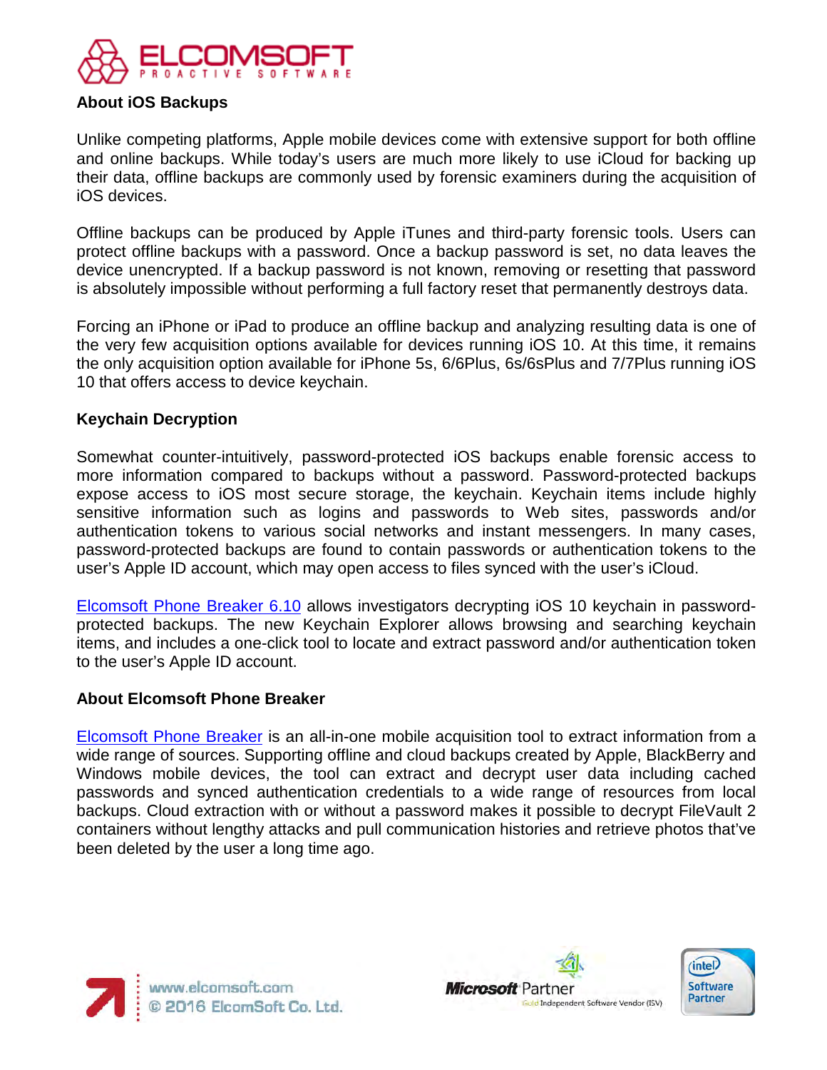## About iOS Backups

Unlike competing platforms, Apple mobile devices come with extensive support for both offline and online backups. While today's users are much more likely to use iCloud for backing up their data, offline backups are commonly used by forensic examiners during the acquisition of iOS devices.

Offline backups can be produced by Apple iTunes and third-party forensic tools. Users can protect offline backups with a password. Once a backup password is set, no data leaves the device unencrypted. If a backup password is not known, removing or resetting that password is absolutely impossible without performing a full factory reset that permanently destroys data.

Forcing an iPhone or iPad to produce an offline backup and analyzing resulting data is one of the very few acquisition options available for devices running iOS 10. At this time, it remains the only acquisition option available for iPhone 5s, 6/6Plus, 6s/6sPlus and 7/7Plus running iOS 10 that offers access to device keychain.

## Keychain Decryption

Somewhat counter-intuitively, password-protected iOS backups enable forensic access to more information compared to backups without a password. Password-protected backups expose access to iOS most secure storage, the keychain. Keychain items include highly sensitive information such as logins and passwords to Web sites, passwords and/or authentication tokens to various social networks and instant messengers. In many cases, password-protected backups are found to contain passwords or authentication tokens to the user's Apple ID account, which may open access to files synced with the user's iCloud.

Elcomsoft Phone Breaker 6.10 allows investigators decrypting iOS 10 keychain in password-protected backups. The new Keychain Explorer allows browsing and searching keychain items, and includes a one-click tool to locate and extract password and/or authentication token to the user's Apple ID account.

## About Elcomsoft Phone Breaker

Elcomsoft Phone Breaker is an all-in-one mobile acquisition tool to extract information from a wide range of sources. Supporting offline and cloud backups created by Apple, BlackBerry and Windows mobile devices, the tool can extract and decrypt user data including cached passwords and synced authentication credentials to a wide range of resources from local backups. Cloud extraction with or without a password makes it possible to decrypt FileVault 2 containers without lengthy attacks and pull communication histories and retrieve photos that've been deleted by the user a long time ago.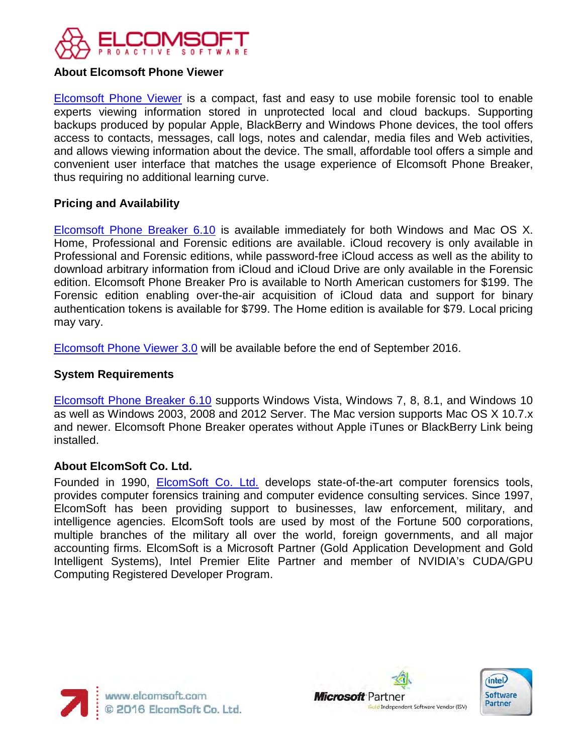**About Elcomsoft Phone Viewer**

Elcomsoft Phone Viewer is a compact, fast and easy to use mobile forensic tool to enable experts viewing information stored in unprotected local and cloud backups. Supporting backups produced by popular Apple, BlackBerry and Windows Phone devices, the tool offers access to contacts, messages, call logs, notes and calendar, media files and Web activities, and allows viewing information about the device. The small, affordable tool offers a simple and convenient user interface that matches the usage experience of Elcomsoft Phone Breaker, thus requiring no additional learning curve.

**Pricing and Availability**

Elcomsoft Phone Breaker 6.10 is available immediately for both Windows and Mac OS X. Home, Professional and Forensic editions are available. iCloud recovery is only available in Professional and Forensic editions, while password-free iCloud access as well as the ability to download arbitrary information from iCloud and iCloud Drive are only available in the Forensic edition. Elcomsoft Phone Breaker Pro is available to North American customers for $199. The Forensic edition enabling over-the-air acquisition of iCloud data and support for binary authentication tokens is available for $799. The Home edition is available for $79. Local pricing may vary.

Elcomsoft Phone Viewer 3.0 will be available before the end of September 2016.

**System Requirements**

Elcomsoft Phone Breaker 6.10 supports Windows Vista, Windows 7, 8, 8.1, and Windows 10 as well as Windows 2003, 2008 and 2012 Server. The Mac version supports Mac OS X 10.7.x and newer. Elcomsoft Phone Breaker operates without Apple iTunes or BlackBerry Link being installed.

**About ElcomSoft Co. Ltd.**

Founded in 1990, ElcomSoft Co. Ltd. develops state-of-the-art computer forensics tools, provides computer forensics training and computer evidence consulting services. Since 1997, ElcomSoft has been providing support to businesses, law enforcement, military, and intelligence agencies. ElcomSoft tools are used by most of the Fortune 500 corporations, multiple branches of the military all over the world, foreign governments, and all major accounting firms. ElcomSoft is a Microsoft Partner (Gold Application Development and Gold Intelligent Systems), Intel Premier Elite Partner and member of NVIDIA's CUDA/GPU Computing Registered Developer Program.

www.elcomsoft.com
© 2016 ElcomSoft Co. Ltd.